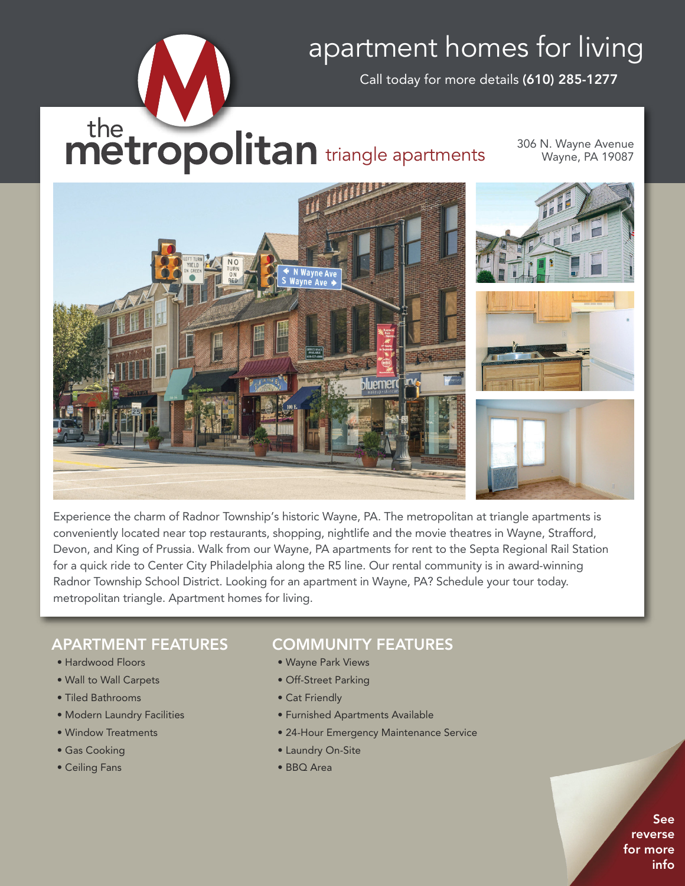apartment homes for living

Call today for more details **(610) 285-1277**

# the metropolitan triangle apartments

306 N. Wayne Avenue
Wayne, PA 19087

Experience the charm of Radnor Township's historic Wayne, PA. The metropolitan at triangle apartments is conveniently located near top restaurants, shopping, nightlife and the movie theatres in Wayne, Strafford, Devon, and King of Prussia. Walk from our Wayne, PA apartments for rent to the Septa Regional Rail Station for a quick ride to Center City Philadelphia along the R5 line. Our rental community is in award-winning Radnor Township School District. Looking for an apartment in Wayne, PA? Schedule your tour today. metropolitan triangle. Apartment homes for living.

## APARTMENT FEATURES

- Hardwood Floors
- Wall to Wall Carpets
- Tiled Bathrooms
- Modern Laundry Facilities
- Window Treatments
- Gas Cooking
- Ceiling Fans

## COMMUNITY FEATURES

- Wayne Park Views
- Off-Street Parking
- Cat Friendly
- Furnished Apartments Available
- 24-Hour Emergency Maintenance Service
- Laundry On-Site
- BBQ Area

**See reverse for more info**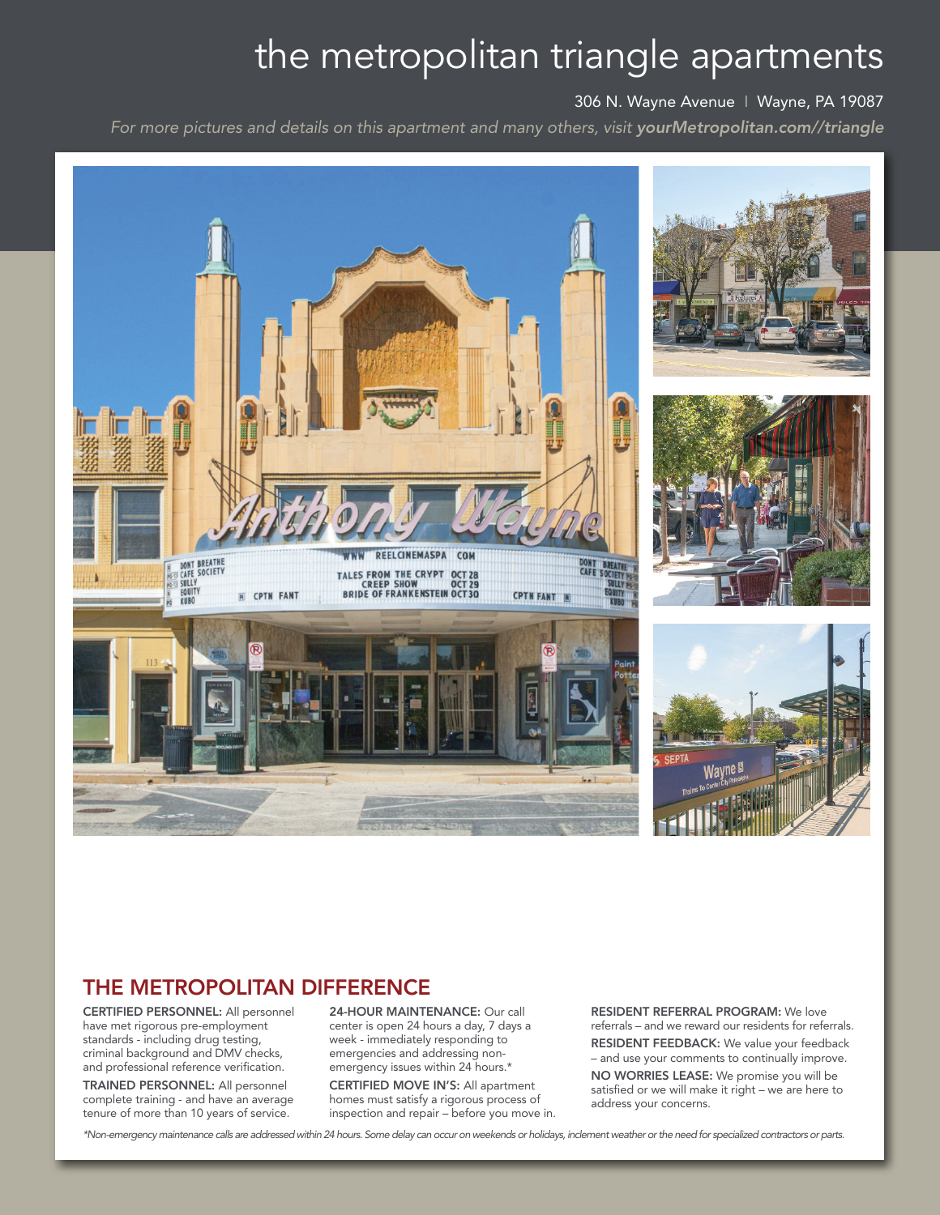# the metropolitan triangle apartments

306 N. Wayne Avenue | Wayne, PA 19087

*For more pictures and details on this apartment and many others, visit **yourMetropolitan.com//triangle***

## THE METROPOLITAN DIFFERENCE

**CERTIFIED PERSONNEL:** All personnel have met rigorous pre-employment standards - including drug testing, criminal background and DMV checks, and professional reference verification.

**TRAINED PERSONNEL:** All personnel complete training - and have an average tenure of more than 10 years of service.

**24-HOUR MAINTENANCE:** Our call center is open 24 hours a day, 7 days a week - immediately responding to emergencies and addressing non-emergency issues within 24 hours.*

**CERTIFIED MOVE IN'S:** All apartment homes must satisfy a rigorous process of inspection and repair – before you move in.

**RESIDENT REFERRAL PROGRAM:** We love referrals – and we reward our residents for referrals.

**RESIDENT FEEDBACK:** We value your feedback – and use your comments to continually improve.

**NO WORRIES LEASE:** We promise you will be satisfied or we will make it right – we are here to address your concerns.

*\*Non-emergency maintenance calls are addressed within 24 hours. Some delay can occur on weekends or holidays, inclement weather or the need for specialized contractors or parts.*